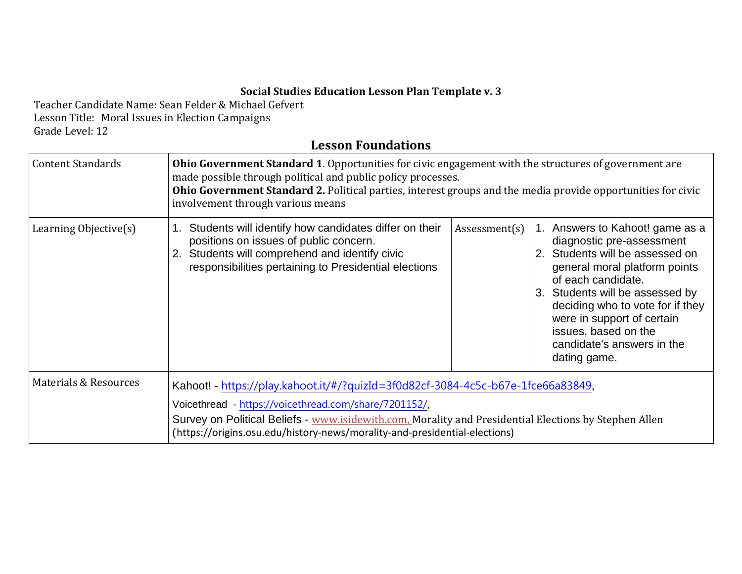**Social Studies Education Lesson Plan Template v. 3**

Teacher Candidate Name: Sean Felder & Michael Gefvert
Lesson Title: Moral Issues in Election Campaigns
Grade Level: 12

## Lesson Foundations

| Content Standards | **Ohio Government Standard 1**. Opportunities for civic engagement with the structures of government are made possible through political and public policy processes.<br>**Ohio Government Standard 2.** Political parties, interest groups and the media provide opportunities for civic involvement through various means | | |
|---|---|---|---|
| Learning Objective(s) | 1. Students will identify how candidates differ on their positions on issues of public concern.<br>2. Students will comprehend and identify civic responsibilities pertaining to Presidential elections | Assessment(s) | 1. Answers to Kahoot! game as a diagnostic pre-assessment<br>2. Students will be assessed on general moral platform points of each candidate.<br>3. Students will be assessed by deciding who to vote for if they were in support of certain issues, based on the candidate's answers in the dating game. |
| Materials & Resources | Kahoot! - https://play.kahoot.it/#/?quizId=3f0d82cf-3084-4c5c-b67e-1fce66a83849,<br>Voicethread - https://voicethread.com/share/7201152/,<br>Survey on Political Beliefs - www.isidewith.com, Morality and Presidential Elections by Stephen Allen (https://origins.osu.edu/history-news/morality-and-presidential-elections) | | |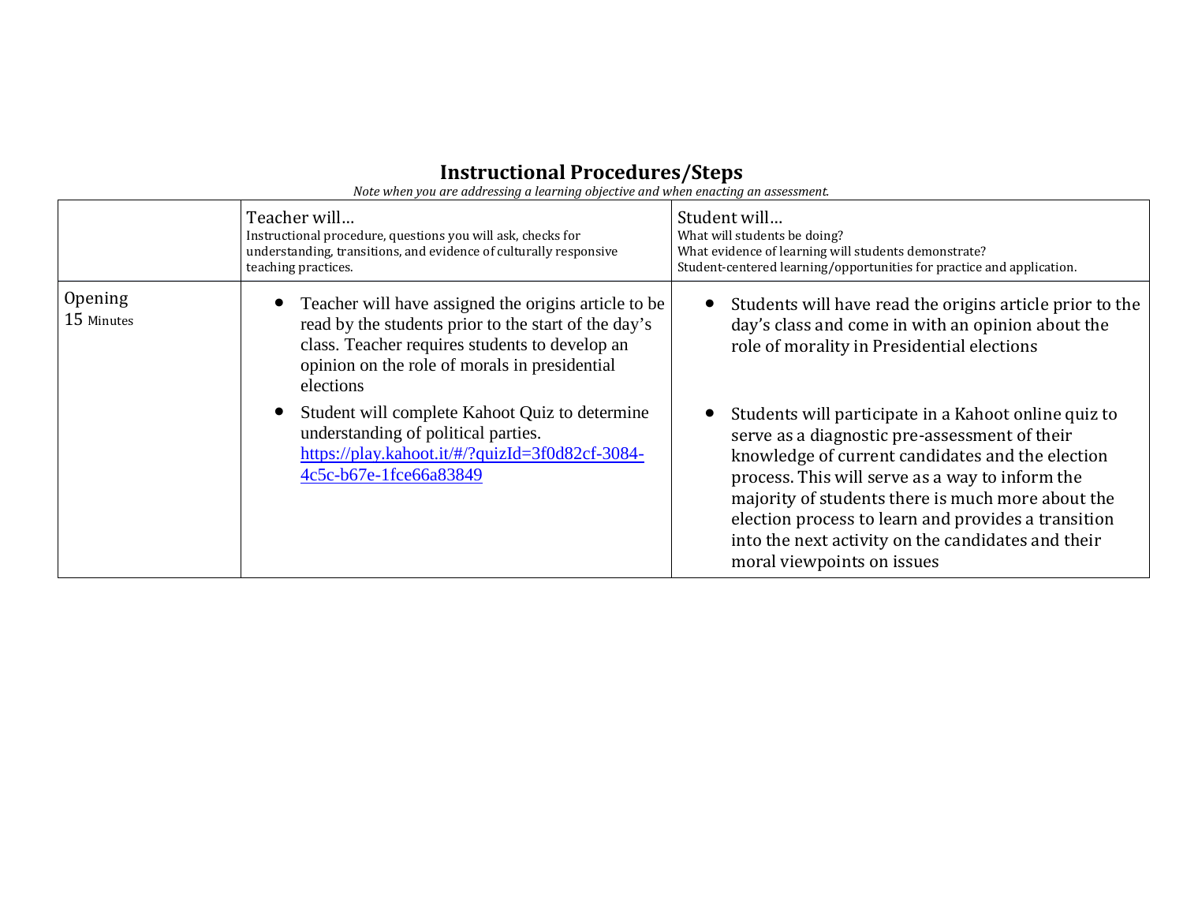## Instructional Procedures/Steps

*Note when you are addressing a learning objective and when enacting an assessment.*

| | Teacher will…<br>Instructional procedure, questions you will ask, checks for understanding, transitions, and evidence of culturally responsive teaching practices. | Student will…<br>What will students be doing?<br>What evidence of learning will students demonstrate?<br>Student-centered learning/opportunities for practice and application. |
|---|---|---|
| Opening<br>15 Minutes | • Teacher will have assigned the origins article to be read by the students prior to the start of the day's class. Teacher requires students to develop an opinion on the role of morals in presidential elections<br>• Student will complete Kahoot Quiz to determine understanding of political parties. https://play.kahoot.it/#/?quizId=3f0d82cf-3084-4c5c-b67e-1fce66a83849 | • Students will have read the origins article prior to the day's class and come in with an opinion about the role of morality in Presidential elections<br>• Students will participate in a Kahoot online quiz to serve as a diagnostic pre-assessment of their knowledge of current candidates and the election process. This will serve as a way to inform the majority of students there is much more about the election process to learn and provides a transition into the next activity on the candidates and their moral viewpoints on issues |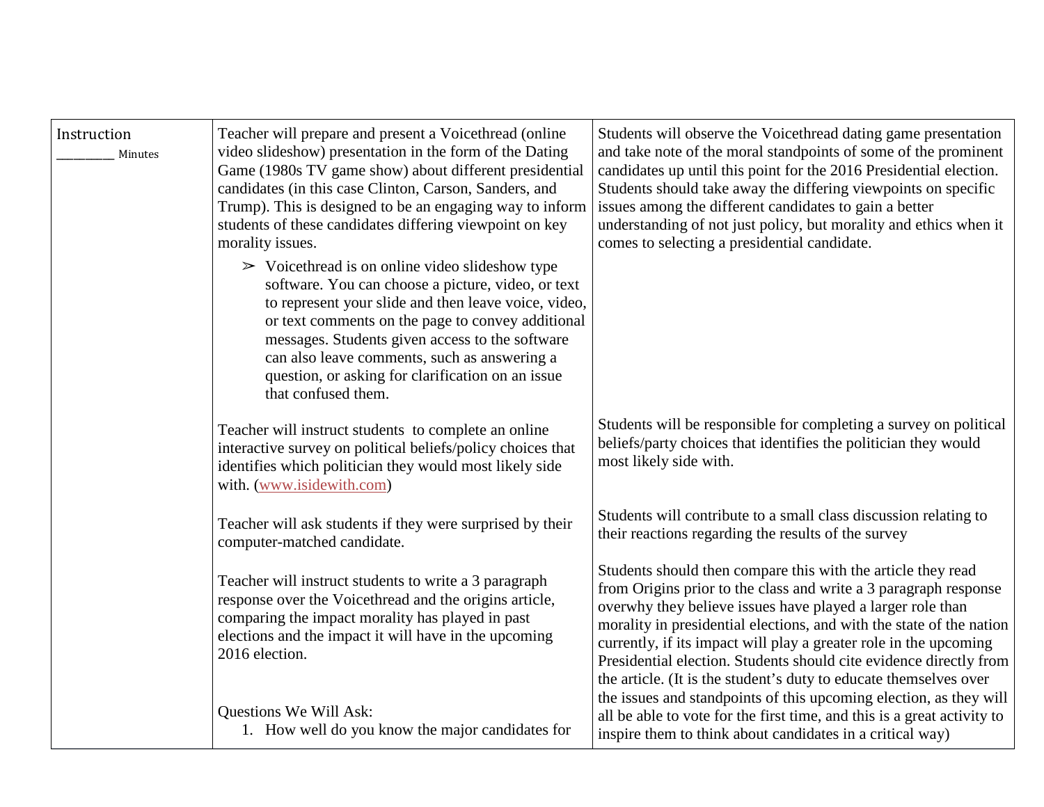| Instruction _________ Minutes | Teacher will prepare and present a Voicethread (online video slideshow) presentation in the form of the Dating Game (1980s TV game show) about different presidential candidates (in this case Clinton, Carson, Sanders, and Trump). This is designed to be an engaging way to inform students of these candidates differing viewpoint on key morality issues.<br><br>➢ Voicethread is on online video slideshow type software. You can choose a picture, video, or text to represent your slide and then leave voice, video, or text comments on the page to convey additional messages. Students given access to the software can also leave comments, such as answering a question, or asking for clarification on an issue that confused them.<br><br>Teacher will instruct students to complete an online interactive survey on political beliefs/policy choices that identifies which politician they would most likely side with. (www.isidewith.com)<br><br>Teacher will ask students if they were surprised by their computer-matched candidate.<br><br>Teacher will instruct students to write a 3 paragraph response over the Voicethread and the origins article, comparing the impact morality has played in past elections and the impact it will have in the upcoming 2016 election.<br><br>Questions We Will Ask:<br>1. How well do you know the major candidates for | Students will observe the Voicethread dating game presentation and take note of the moral standpoints of some of the prominent candidates up until this point for the 2016 Presidential election. Students should take away the differing viewpoints on specific issues among the different candidates to gain a better understanding of not just policy, but morality and ethics when it comes to selecting a presidential candidate.<br><br>Students will be responsible for completing a survey on political beliefs/party choices that identifies the politician they would most likely side with.<br><br>Students will contribute to a small class discussion relating to their reactions regarding the results of the survey<br><br>Students should then compare this with the article they read from Origins prior to the class and write a 3 paragraph response overwhy they believe issues have played a larger role than morality in presidential elections, and with the state of the nation currently, if its impact will play a greater role in the upcoming Presidential election. Students should cite evidence directly from the article. (It is the student's duty to educate themselves over the issues and standpoints of this upcoming election, as they will all be able to vote for the first time, and this is a great activity to inspire them to think about candidates in a critical way) |
|---|---|---|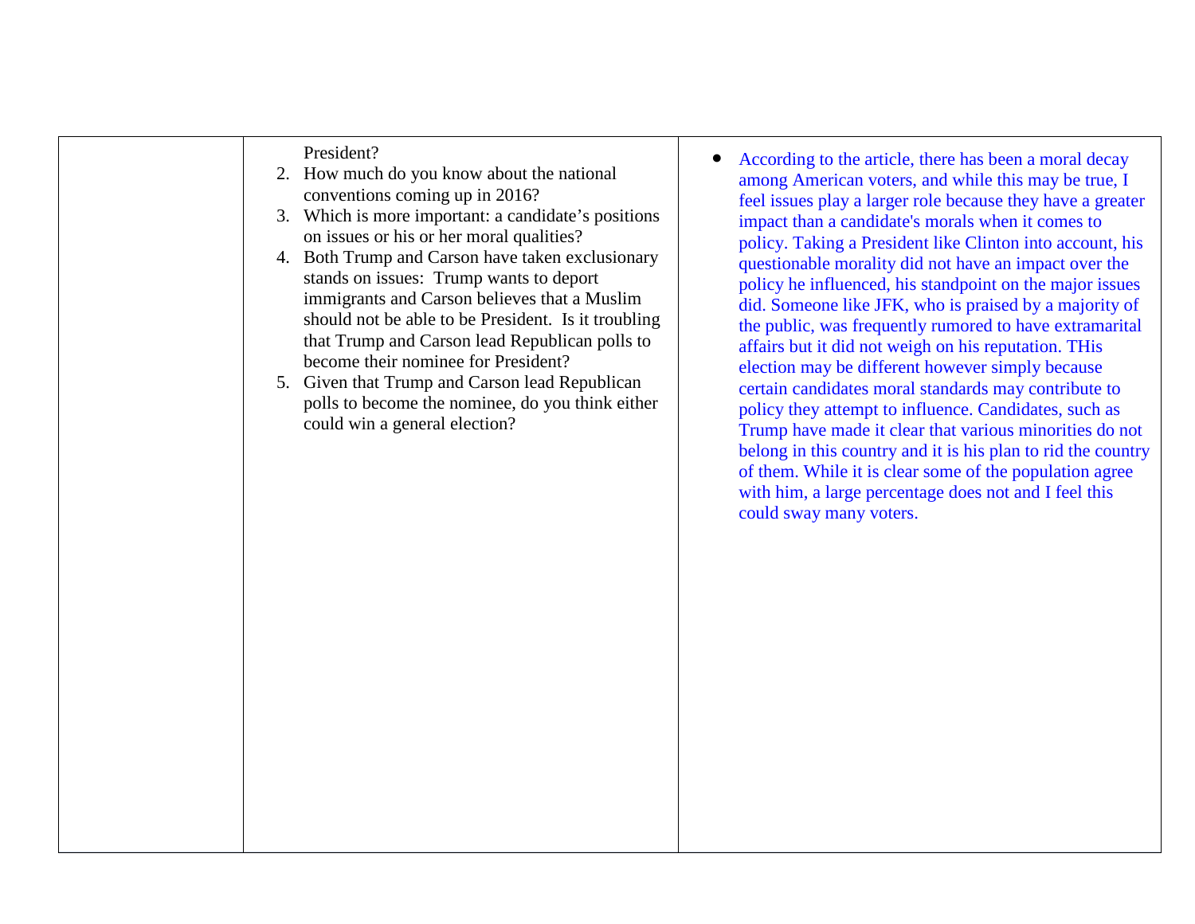| | | |
|---|---|---|
| | President?<br>2. How much do you know about the national conventions coming up in 2016?<br>3. Which is more important: a candidate's positions on issues or his or her moral qualities?<br>4. Both Trump and Carson have taken exclusionary stands on issues: Trump wants to deport immigrants and Carson believes that a Muslim should not be able to be President. Is it troubling that Trump and Carson lead Republican polls to become their nominee for President?<br>5. Given that Trump and Carson lead Republican polls to become the nominee, do you think either could win a general election? | • According to the article, there has been a moral decay among American voters, and while this may be true, I feel issues play a larger role because they have a greater impact than a candidate's morals when it comes to policy. Taking a President like Clinton into account, his questionable morality did not have an impact over the policy he influenced, his standpoint on the major issues did. Someone like JFK, who is praised by a majority of the public, was frequently rumored to have extramarital affairs but it did not weigh on his reputation. THis election may be different however simply because certain candidates moral standards may contribute to policy they attempt to influence. Candidates, such as Trump have made it clear that various minorities do not belong in this country and it is his plan to rid the country of them. While it is clear some of the population agree with him, a large percentage does not and I feel this could sway many voters. |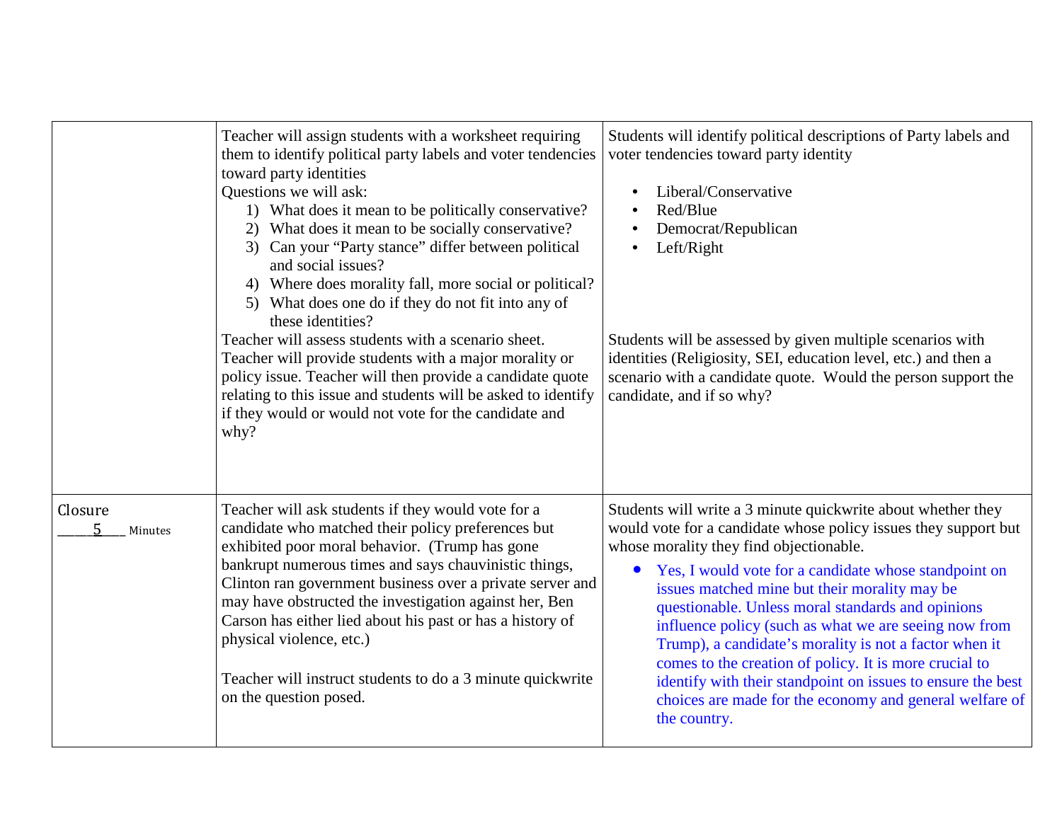| | | |
|---|---|---|
| | Teacher will assign students with a worksheet requiring them to identify political party labels and voter tendencies toward party identities<br>Questions we will ask:<br>1) What does it mean to be politically conservative?<br>2) What does it mean to be socially conservative?<br>3) Can your "Party stance" differ between political and social issues?<br>4) Where does morality fall, more social or political?<br>5) What does one do if they do not fit into any of these identities?<br>Teacher will assess students with a scenario sheet. Teacher will provide students with a major morality or policy issue. Teacher will then provide a candidate quote relating to this issue and students will be asked to identify if they would or would not vote for the candidate and why? | Students will identify political descriptions of Party labels and voter tendencies toward party identity<br>• Liberal/Conservative<br>• Red/Blue<br>• Democrat/Republican<br>• Left/Right<br><br>Students will be assessed by given multiple scenarios with identities (Religiosity, SEI, education level, etc.) and then a scenario with a candidate quote. Would the person support the candidate, and if so why? |
| Closure<br>\_\_\_\_\_5\_\_\_\_ Minutes | Teacher will ask students if they would vote for a candidate who matched their policy preferences but exhibited poor moral behavior. (Trump has gone bankrupt numerous times and says chauvinistic things, Clinton ran government business over a private server and may have obstructed the investigation against her, Ben Carson has either lied about his past or has a history of physical violence, etc.)<br><br>Teacher will instruct students to do a 3 minute quickwrite on the question posed. | Students will write a 3 minute quickwrite about whether they would vote for a candidate whose policy issues they support but whose morality they find objectionable.<br>• Yes, I would vote for a candidate whose standpoint on issues matched mine but their morality may be questionable. Unless moral standards and opinions influence policy (such as what we are seeing now from Trump), a candidate's morality is not a factor when it comes to the creation of policy. It is more crucial to identify with their standpoint on issues to ensure the best choices are made for the economy and general welfare of the country. |